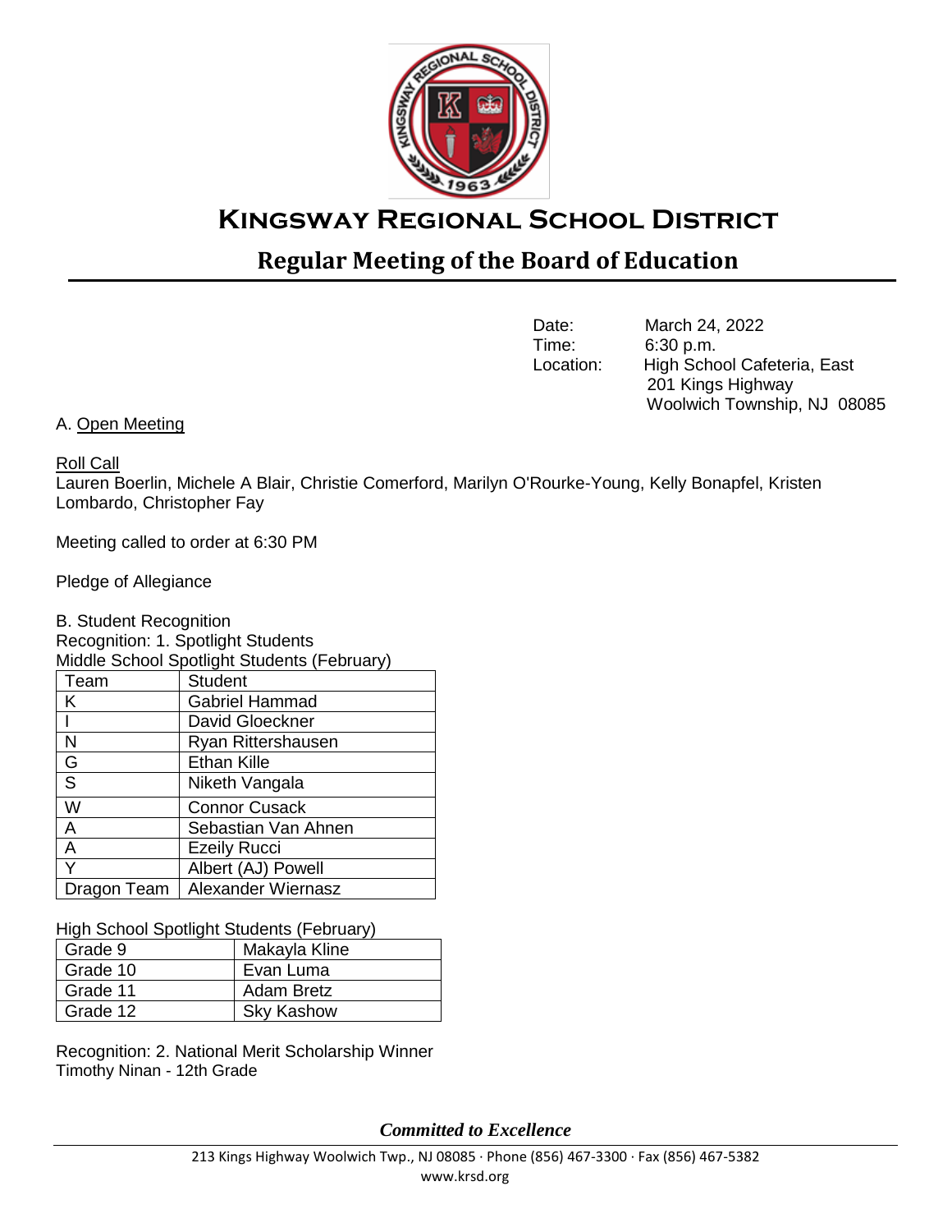# Kingsway Regional School District

## Regular Meeting of the Board of Education

Date: March 24, 2022
Time: 6:30 p.m.
Location: High School Cafeteria, East
201 Kings Highway
Woolwich Township, NJ 08085

A. Open Meeting

Roll Call
Lauren Boerlin, Michele A Blair, Christie Comerford, Marilyn O'Rourke-Young, Kelly Bonapfel, Kristen Lombardo, Christopher Fay

Meeting called to order at 6:30 PM

Pledge of Allegiance

B. Student Recognition
Recognition: 1. Spotlight Students
Middle School Spotlight Students (February)

| Team | Student |
|---|---|
| K | Gabriel Hammad |
| I | David Gloeckner |
| N | Ryan Rittershausen |
| G | Ethan Kille |
| S | Niketh Vangala |
| W | Connor Cusack |
| A | Sebastian Van Ahnen |
| A | Ezeily Rucci |
| Y | Albert (AJ) Powell |
| Dragon Team | Alexander Wiernasz |

High School Spotlight Students (February)

| | |
|---|---|
| Grade 9 | Makayla Kline |
| Grade 10 | Evan Luma |
| Grade 11 | Adam Bretz |
| Grade 12 | Sky Kashow |

Recognition: 2. National Merit Scholarship Winner
Timothy Ninan - 12th Grade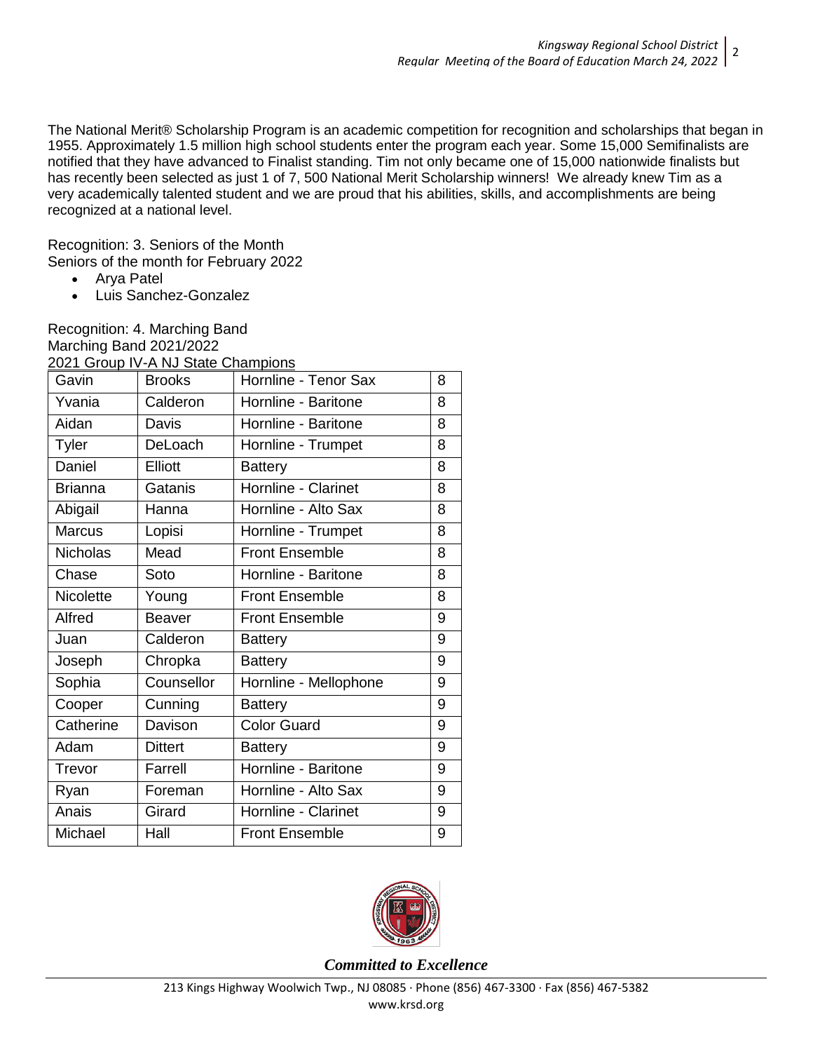The National Merit® Scholarship Program is an academic competition for recognition and scholarships that began in 1955. Approximately 1.5 million high school students enter the program each year. Some 15,000 Semifinalists are notified that they have advanced to Finalist standing. Tim not only became one of 15,000 nationwide finalists but has recently been selected as just 1 of 7, 500 National Merit Scholarship winners! We already knew Tim as a very academically talented student and we are proud that his abilities, skills, and accomplishments are being recognized at a national level.

Recognition: 3. Seniors of the Month
Seniors of the month for February 2022

- Arya Patel
- Luis Sanchez-Gonzalez

Recognition: 4. Marching Band
Marching Band 2021/2022
2021 Group IV-A NJ State Champions

| | | | |
|---|---|---|---|
| Gavin | Brooks | Hornline - Tenor Sax | 8 |
| Yvania | Calderon | Hornline - Baritone | 8 |
| Aidan | Davis | Hornline - Baritone | 8 |
| Tyler | DeLoach | Hornline - Trumpet | 8 |
| Daniel | Elliott | Battery | 8 |
| Brianna | Gatanis | Hornline - Clarinet | 8 |
| Abigail | Hanna | Hornline - Alto Sax | 8 |
| Marcus | Lopisi | Hornline - Trumpet | 8 |
| Nicholas | Mead | Front Ensemble | 8 |
| Chase | Soto | Hornline - Baritone | 8 |
| Nicolette | Young | Front Ensemble | 8 |
| Alfred | Beaver | Front Ensemble | 9 |
| Juan | Calderon | Battery | 9 |
| Joseph | Chropka | Battery | 9 |
| Sophia | Counsellor | Hornline - Mellophone | 9 |
| Cooper | Cunning | Battery | 9 |
| Catherine | Davison | Color Guard | 9 |
| Adam | Dittert | Battery | 9 |
| Trevor | Farrell | Hornline - Baritone | 9 |
| Ryan | Foreman | Hornline - Alto Sax | 9 |
| Anais | Girard | Hornline - Clarinet | 9 |
| Michael | Hall | Front Ensemble | 9 |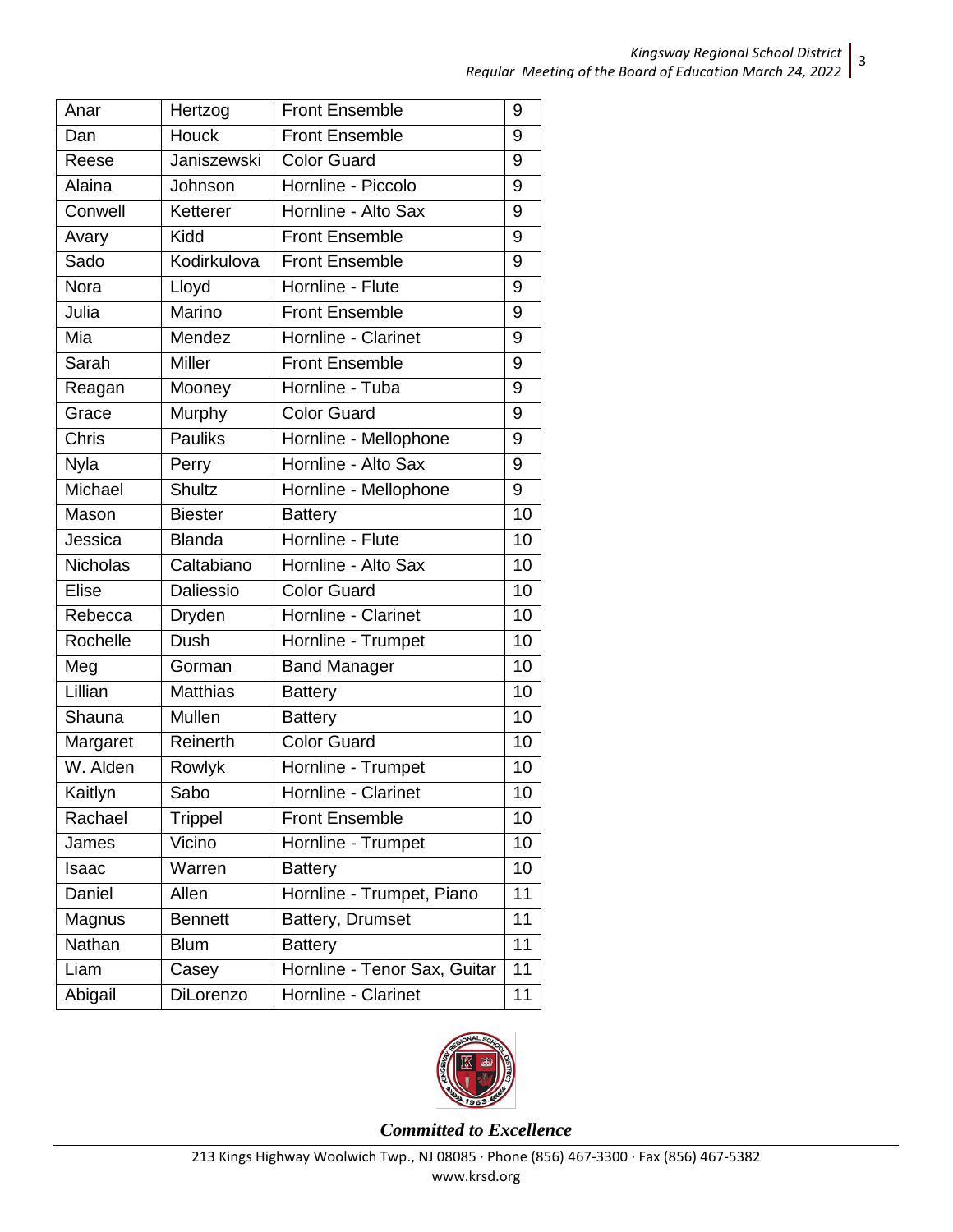| Anar | Hertzog | Front Ensemble | 9 |
|---|---|---|---|
| Dan | Houck | Front Ensemble | 9 |
| Reese | Janiszewski | Color Guard | 9 |
| Alaina | Johnson | Hornline - Piccolo | 9 |
| Conwell | Ketterer | Hornline - Alto Sax | 9 |
| Avary | Kidd | Front Ensemble | 9 |
| Sado | Kodirkulova | Front Ensemble | 9 |
| Nora | Lloyd | Hornline - Flute | 9 |
| Julia | Marino | Front Ensemble | 9 |
| Mia | Mendez | Hornline - Clarinet | 9 |
| Sarah | Miller | Front Ensemble | 9 |
| Reagan | Mooney | Hornline - Tuba | 9 |
| Grace | Murphy | Color Guard | 9 |
| Chris | Pauliks | Hornline - Mellophone | 9 |
| Nyla | Perry | Hornline - Alto Sax | 9 |
| Michael | Shultz | Hornline - Mellophone | 9 |
| Mason | Biester | Battery | 10 |
| Jessica | Blanda | Hornline - Flute | 10 |
| Nicholas | Caltabiano | Hornline - Alto Sax | 10 |
| Elise | Daliessio | Color Guard | 10 |
| Rebecca | Dryden | Hornline - Clarinet | 10 |
| Rochelle | Dush | Hornline - Trumpet | 10 |
| Meg | Gorman | Band Manager | 10 |
| Lillian | Matthias | Battery | 10 |
| Shauna | Mullen | Battery | 10 |
| Margaret | Reinerth | Color Guard | 10 |
| W. Alden | Rowlyk | Hornline - Trumpet | 10 |
| Kaitlyn | Sabo | Hornline - Clarinet | 10 |
| Rachael | Trippel | Front Ensemble | 10 |
| James | Vicino | Hornline - Trumpet | 10 |
| Isaac | Warren | Battery | 10 |
| Daniel | Allen | Hornline - Trumpet, Piano | 11 |
| Magnus | Bennett | Battery, Drumset | 11 |
| Nathan | Blum | Battery | 11 |
| Liam | Casey | Hornline - Tenor Sax, Guitar | 11 |
| Abigail | DiLorenzo | Hornline - Clarinet | 11 |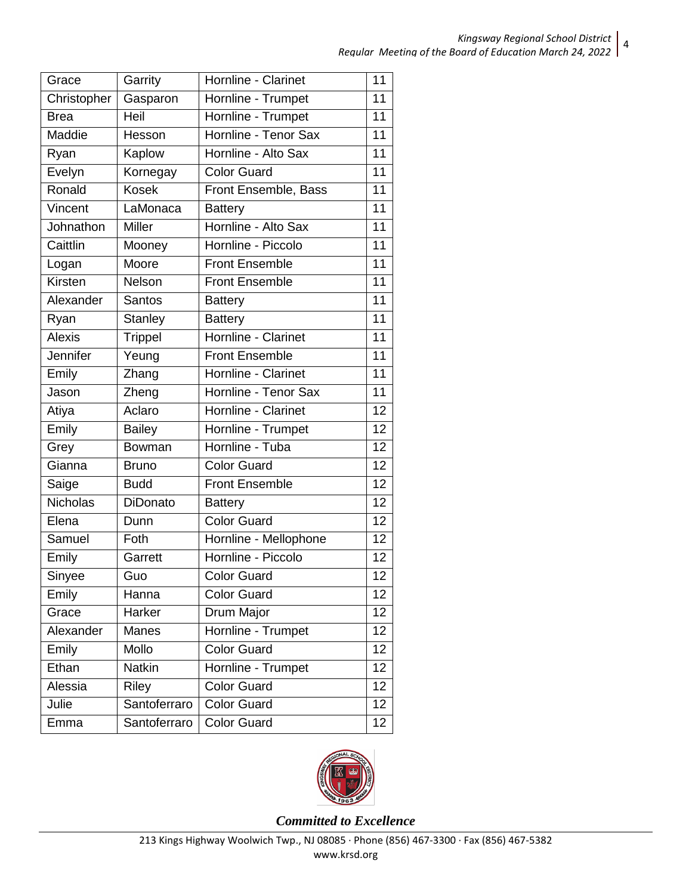| Grace | Garrity | Hornline - Clarinet | 11 |
|---|---|---|---|
| Christopher | Gasparon | Hornline - Trumpet | 11 |
| Brea | Heil | Hornline - Trumpet | 11 |
| Maddie | Hesson | Hornline - Tenor Sax | 11 |
| Ryan | Kaplow | Hornline - Alto Sax | 11 |
| Evelyn | Kornegay | Color Guard | 11 |
| Ronald | Kosek | Front Ensemble, Bass | 11 |
| Vincent | LaMonaca | Battery | 11 |
| Johnathon | Miller | Hornline - Alto Sax | 11 |
| Caittlin | Mooney | Hornline - Piccolo | 11 |
| Logan | Moore | Front Ensemble | 11 |
| Kirsten | Nelson | Front Ensemble | 11 |
| Alexander | Santos | Battery | 11 |
| Ryan | Stanley | Battery | 11 |
| Alexis | Trippel | Hornline - Clarinet | 11 |
| Jennifer | Yeung | Front Ensemble | 11 |
| Emily | Zhang | Hornline - Clarinet | 11 |
| Jason | Zheng | Hornline - Tenor Sax | 11 |
| Atiya | Aclaro | Hornline - Clarinet | 12 |
| Emily | Bailey | Hornline - Trumpet | 12 |
| Grey | Bowman | Hornline - Tuba | 12 |
| Gianna | Bruno | Color Guard | 12 |
| Saige | Budd | Front Ensemble | 12 |
| Nicholas | DiDonato | Battery | 12 |
| Elena | Dunn | Color Guard | 12 |
| Samuel | Foth | Hornline - Mellophone | 12 |
| Emily | Garrett | Hornline - Piccolo | 12 |
| Sinyee | Guo | Color Guard | 12 |
| Emily | Hanna | Color Guard | 12 |
| Grace | Harker | Drum Major | 12 |
| Alexander | Manes | Hornline - Trumpet | 12 |
| Emily | Mollo | Color Guard | 12 |
| Ethan | Natkin | Hornline - Trumpet | 12 |
| Alessia | Riley | Color Guard | 12 |
| Julie | Santoferraro | Color Guard | 12 |
| Emma | Santoferraro | Color Guard | 12 |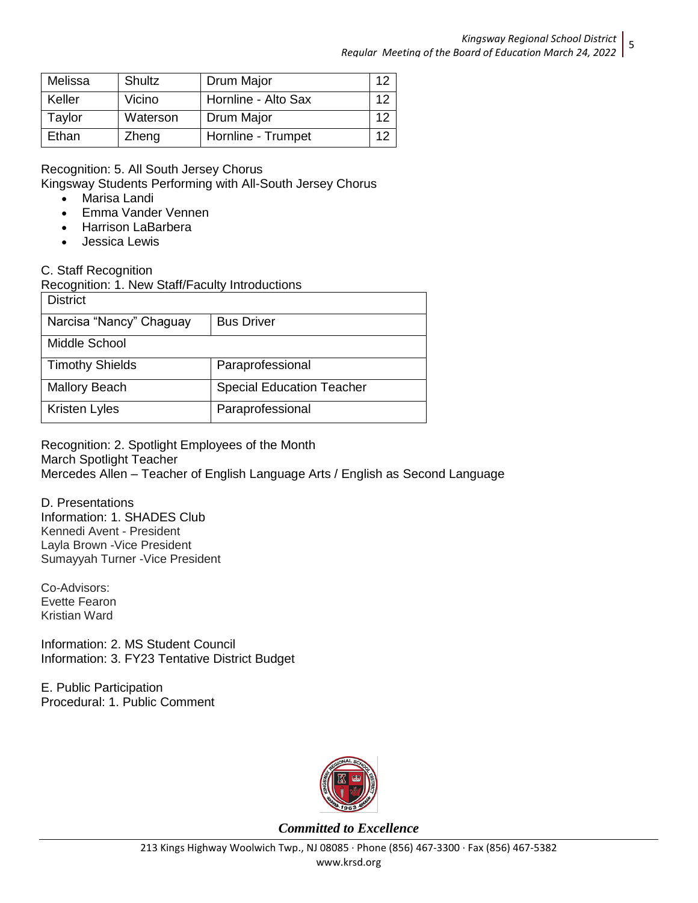| Melissa | Shultz | Drum Major | 12 |
| --- | --- | --- | --- |
| Keller | Vicino | Hornline - Alto Sax | 12 |
| Taylor | Waterson | Drum Major | 12 |
| Ethan | Zheng | Hornline - Trumpet | 12 |

Recognition: 5. All South Jersey Chorus

Kingsway Students Performing with All-South Jersey Chorus

- Marisa Landi
- Emma Vander Vennen
- Harrison LaBarbera
- Jessica Lewis

C. Staff Recognition

Recognition: 1. New Staff/Faculty Introductions

| District | |
| --- | --- |
| Narcisa "Nancy" Chaguay | Bus Driver |
| Middle School | |
| Timothy Shields | Paraprofessional |
| Mallory Beach | Special Education Teacher |
| Kristen Lyles | Paraprofessional |

Recognition: 2. Spotlight Employees of the Month

March Spotlight Teacher

Mercedes Allen – Teacher of English Language Arts / English as Second Language

D. Presentations

Information: 1. SHADES Club

Kennedi Avent - President

Layla Brown -Vice President

Sumayyah Turner -Vice President

Co-Advisors:

Evette Fearon

Kristian Ward

Information: 2. MS Student Council

Information: 3. FY23 Tentative District Budget

E. Public Participation

Procedural: 1. Public Comment

*Committed to Excellence*

213 Kings Highway Woolwich Twp., NJ 08085 · Phone (856) 467-3300 · Fax (856) 467-5382

www.krsd.org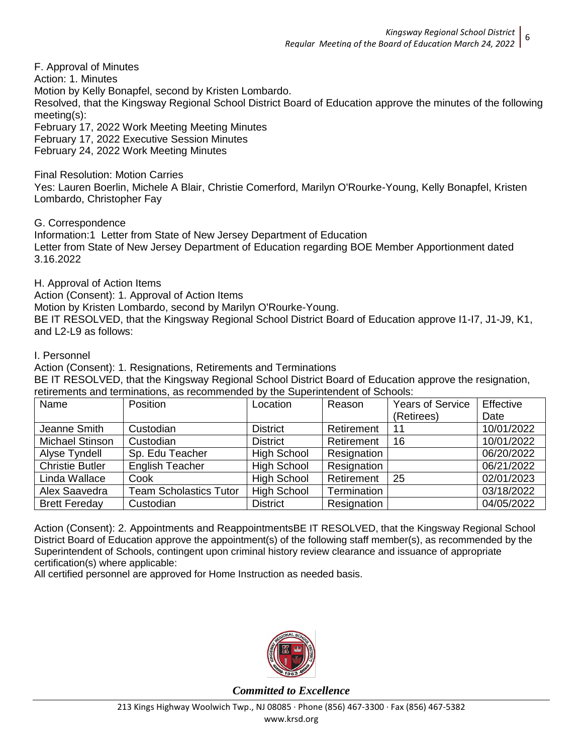F. Approval of Minutes

Action: 1. Minutes

Motion by Kelly Bonapfel, second by Kristen Lombardo.

Resolved, that the Kingsway Regional School District Board of Education approve the minutes of the following meeting(s):

February 17, 2022 Work Meeting Meeting Minutes

February 17, 2022 Executive Session Minutes

February 24, 2022 Work Meeting Minutes

Final Resolution: Motion Carries

Yes: Lauren Boerlin, Michele A Blair, Christie Comerford, Marilyn O'Rourke-Young, Kelly Bonapfel, Kristen Lombardo, Christopher Fay

G. Correspondence

Information:1 Letter from State of New Jersey Department of Education

Letter from State of New Jersey Department of Education regarding BOE Member Apportionment dated 3.16.2022

H. Approval of Action Items

Action (Consent): 1. Approval of Action Items

Motion by Kristen Lombardo, second by Marilyn O'Rourke-Young.

BE IT RESOLVED, that the Kingsway Regional School District Board of Education approve I1-I7, J1-J9, K1, and L2-L9 as follows:

I. Personnel

Action (Consent): 1. Resignations, Retirements and Terminations

BE IT RESOLVED, that the Kingsway Regional School District Board of Education approve the resignation, retirements and terminations, as recommended by the Superintendent of Schools:

| Name | Position | Location | Reason | Years of Service (Retirees) | Effective Date |
|---|---|---|---|---|---|
| Jeanne Smith | Custodian | District | Retirement | 11 | 10/01/2022 |
| Michael Stinson | Custodian | District | Retirement | 16 | 10/01/2022 |
| Alyse Tyndell | Sp. Edu Teacher | High School | Resignation | | 06/20/2022 |
| Christie Butler | English Teacher | High School | Resignation | | 06/21/2022 |
| Linda Wallace | Cook | High School | Retirement | 25 | 02/01/2023 |
| Alex Saavedra | Team Scholastics Tutor | High School | Termination | | 03/18/2022 |
| Brett Fereday | Custodian | District | Resignation | | 04/05/2022 |

Action (Consent): 2. Appointments and ReappointmentsBE IT RESOLVED, that the Kingsway Regional School District Board of Education approve the appointment(s) of the following staff member(s), as recommended by the Superintendent of Schools, contingent upon criminal history review clearance and issuance of appropriate certification(s) where applicable:

All certified personnel are approved for Home Instruction as needed basis.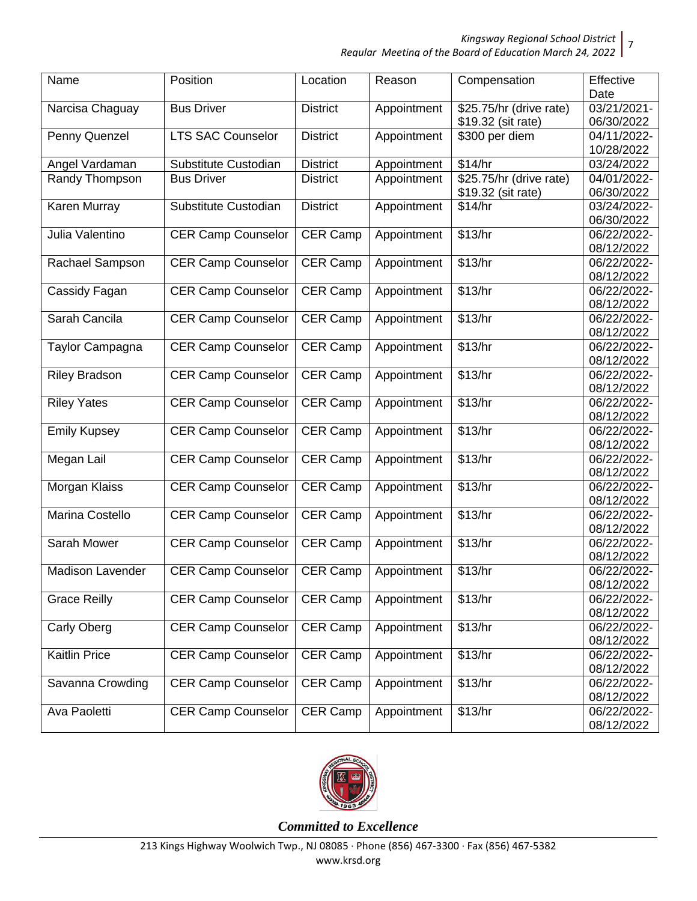| Name | Position | Location | Reason | Compensation | Effective Date |
|---|---|---|---|---|---|
| Narcisa Chaguay | Bus Driver | District | Appointment | $25.75/hr (drive rate) $19.32 (sit rate) | 03/21/2021-06/30/2022 |
| Penny Quenzel | LTS SAC Counselor | District | Appointment | $300 per diem | 04/11/2022-10/28/2022 |
| Angel Vardaman | Substitute Custodian | District | Appointment | $14/hr | 03/24/2022 |
| Randy Thompson | Bus Driver | District | Appointment | $25.75/hr (drive rate) $19.32 (sit rate) | 04/01/2022-06/30/2022 |
| Karen Murray | Substitute Custodian | District | Appointment | $14/hr | 03/24/2022-06/30/2022 |
| Julia Valentino | CER Camp Counselor | CER Camp | Appointment | $13/hr | 06/22/2022-08/12/2022 |
| Rachael Sampson | CER Camp Counselor | CER Camp | Appointment | $13/hr | 06/22/2022-08/12/2022 |
| Cassidy Fagan | CER Camp Counselor | CER Camp | Appointment | $13/hr | 06/22/2022-08/12/2022 |
| Sarah Cancila | CER Camp Counselor | CER Camp | Appointment | $13/hr | 06/22/2022-08/12/2022 |
| Taylor Campagna | CER Camp Counselor | CER Camp | Appointment | $13/hr | 06/22/2022-08/12/2022 |
| Riley Bradson | CER Camp Counselor | CER Camp | Appointment | $13/hr | 06/22/2022-08/12/2022 |
| Riley Yates | CER Camp Counselor | CER Camp | Appointment | $13/hr | 06/22/2022-08/12/2022 |
| Emily Kupsey | CER Camp Counselor | CER Camp | Appointment | $13/hr | 06/22/2022-08/12/2022 |
| Megan Lail | CER Camp Counselor | CER Camp | Appointment | $13/hr | 06/22/2022-08/12/2022 |
| Morgan Klaiss | CER Camp Counselor | CER Camp | Appointment | $13/hr | 06/22/2022-08/12/2022 |
| Marina Costello | CER Camp Counselor | CER Camp | Appointment | $13/hr | 06/22/2022-08/12/2022 |
| Sarah Mower | CER Camp Counselor | CER Camp | Appointment | $13/hr | 06/22/2022-08/12/2022 |
| Madison Lavender | CER Camp Counselor | CER Camp | Appointment | $13/hr | 06/22/2022-08/12/2022 |
| Grace Reilly | CER Camp Counselor | CER Camp | Appointment | $13/hr | 06/22/2022-08/12/2022 |
| Carly Oberg | CER Camp Counselor | CER Camp | Appointment | $13/hr | 06/22/2022-08/12/2022 |
| Kaitlin Price | CER Camp Counselor | CER Camp | Appointment | $13/hr | 06/22/2022-08/12/2022 |
| Savanna Crowding | CER Camp Counselor | CER Camp | Appointment | $13/hr | 06/22/2022-08/12/2022 |
| Ava Paoletti | CER Camp Counselor | CER Camp | Appointment | $13/hr | 06/22/2022-08/12/2022 |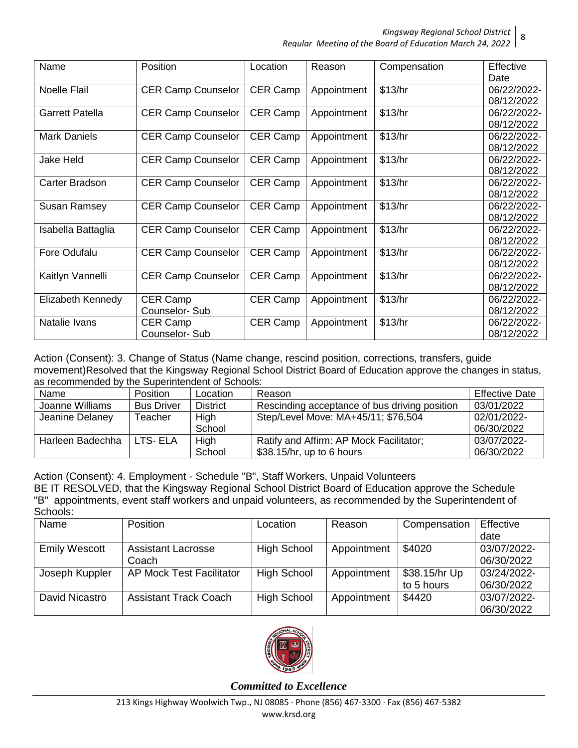| Name | Position | Location | Reason | Compensation | Effective Date |
|---|---|---|---|---|---|
| Noelle Flail | CER Camp Counselor | CER Camp | Appointment | $13/hr | 06/22/2022-08/12/2022 |
| Garrett Patella | CER Camp Counselor | CER Camp | Appointment | $13/hr | 06/22/2022-08/12/2022 |
| Mark Daniels | CER Camp Counselor | CER Camp | Appointment | $13/hr | 06/22/2022-08/12/2022 |
| Jake Held | CER Camp Counselor | CER Camp | Appointment | $13/hr | 06/22/2022-08/12/2022 |
| Carter Bradson | CER Camp Counselor | CER Camp | Appointment | $13/hr | 06/22/2022-08/12/2022 |
| Susan Ramsey | CER Camp Counselor | CER Camp | Appointment | $13/hr | 06/22/2022-08/12/2022 |
| Isabella Battaglia | CER Camp Counselor | CER Camp | Appointment | $13/hr | 06/22/2022-08/12/2022 |
| Fore Odufalu | CER Camp Counselor | CER Camp | Appointment | $13/hr | 06/22/2022-08/12/2022 |
| Kaitlyn Vannelli | CER Camp Counselor | CER Camp | Appointment | $13/hr | 06/22/2022-08/12/2022 |
| Elizabeth Kennedy | CER Camp Counselor- Sub | CER Camp | Appointment | $13/hr | 06/22/2022-08/12/2022 |
| Natalie Ivans | CER Camp Counselor- Sub | CER Camp | Appointment | $13/hr | 06/22/2022-08/12/2022 |

Action (Consent): 3. Change of Status (Name change, rescind position, corrections, transfers, guide movement)Resolved that the Kingsway Regional School District Board of Education approve the changes in status, as recommended by the Superintendent of Schools:

| Name | Position | Location | Reason | Effective Date |
|---|---|---|---|---|
| Joanne Williams | Bus Driver | District | Rescinding acceptance of bus driving position | 03/01/2022 |
| Jeanine Delaney | Teacher | High School | Step/Level Move: MA+45/11; $76,504 | 02/01/2022-06/30/2022 |
| Harleen Badechha | LTS- ELA | High School | Ratify and Affirm: AP Mock Facilitator; $38.15/hr, up to 6 hours | 03/07/2022-06/30/2022 |

Action (Consent): 4. Employment - Schedule "B", Staff Workers, Unpaid Volunteers

BE IT RESOLVED, that the Kingsway Regional School District Board of Education approve the Schedule "B" appointments, event staff workers and unpaid volunteers, as recommended by the Superintendent of Schools:

| Name | Position | Location | Reason | Compensation | Effective date |
|---|---|---|---|---|---|
| Emily Wescott | Assistant Lacrosse Coach | High School | Appointment | $4020 | 03/07/2022-06/30/2022 |
| Joseph Kuppler | AP Mock Test Facilitator | High School | Appointment | $38.15/hr Up to 5 hours | 03/24/2022-06/30/2022 |
| David Nicastro | Assistant Track Coach | High School | Appointment | $4420 | 03/07/2022-06/30/2022 |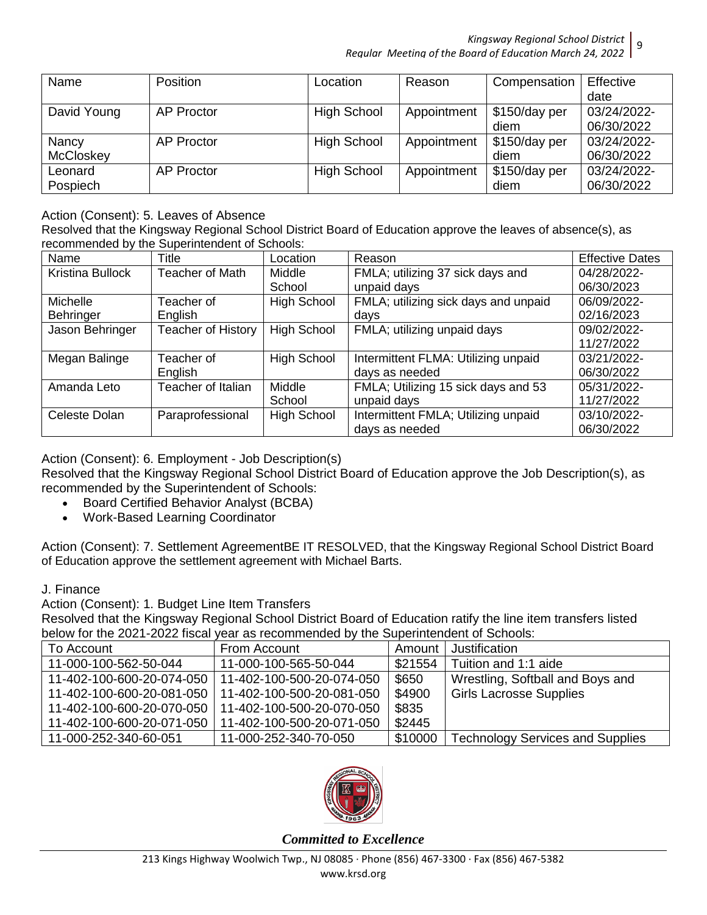| Name | Position | Location | Reason | Compensation | Effective date |
|---|---|---|---|---|---|
| David Young | AP Proctor | High School | Appointment | $150/day per diem | 03/24/2022-06/30/2022 |
| Nancy McCloskey | AP Proctor | High School | Appointment | $150/day per diem | 03/24/2022-06/30/2022 |
| Leonard Pospiech | AP Proctor | High School | Appointment | $150/day per diem | 03/24/2022-06/30/2022 |

Action (Consent): 5. Leaves of Absence

Resolved that the Kingsway Regional School District Board of Education approve the leaves of absence(s), as recommended by the Superintendent of Schools:

| Name | Title | Location | Reason | Effective Dates |
|---|---|---|---|---|
| Kristina Bullock | Teacher of Math | Middle School | FMLA; utilizing 37 sick days and unpaid days | 04/28/2022-06/30/2023 |
| Michelle Behringer | Teacher of English | High School | FMLA; utilizing sick days and unpaid days | 06/09/2022-02/16/2023 |
| Jason Behringer | Teacher of History | High School | FMLA; utilizing unpaid days | 09/02/2022-11/27/2022 |
| Megan Balinge | Teacher of English | High School | Intermittent FLMA: Utilizing unpaid days as needed | 03/21/2022-06/30/2022 |
| Amanda Leto | Teacher of Italian | Middle School | FMLA; Utilizing 15 sick days and 53 unpaid days | 05/31/2022-11/27/2022 |
| Celeste Dolan | Paraprofessional | High School | Intermittent FMLA; Utilizing unpaid days as needed | 03/10/2022-06/30/2022 |

Action (Consent): 6. Employment - Job Description(s)

Resolved that the Kingsway Regional School District Board of Education approve the Job Description(s), as recommended by the Superintendent of Schools:

- Board Certified Behavior Analyst (BCBA)
- Work-Based Learning Coordinator

Action (Consent): 7. Settlement AgreementBE IT RESOLVED, that the Kingsway Regional School District Board of Education approve the settlement agreement with Michael Barts.

J. Finance

Action (Consent): 1. Budget Line Item Transfers

Resolved that the Kingsway Regional School District Board of Education ratify the line item transfers listed below for the 2021-2022 fiscal year as recommended by the Superintendent of Schools:

| To Account | From Account | Amount | Justification |
|---|---|---|---|
| 11-000-100-562-50-044 | 11-000-100-565-50-044 | $21554 | Tuition and 1:1 aide |
| 11-402-100-600-20-074-050 | 11-402-100-500-20-074-050 | $650 | Wrestling, Softball and Boys and Girls Lacrosse Supplies |
| 11-402-100-600-20-081-050 | 11-402-100-500-20-081-050 | $4900 | |
| 11-402-100-600-20-070-050 | 11-402-100-500-20-070-050 | $835 | |
| 11-402-100-600-20-071-050 | 11-402-100-500-20-071-050 | $2445 | |
| 11-000-252-340-60-051 | 11-000-252-340-70-050 | $10000 | Technology Services and Supplies |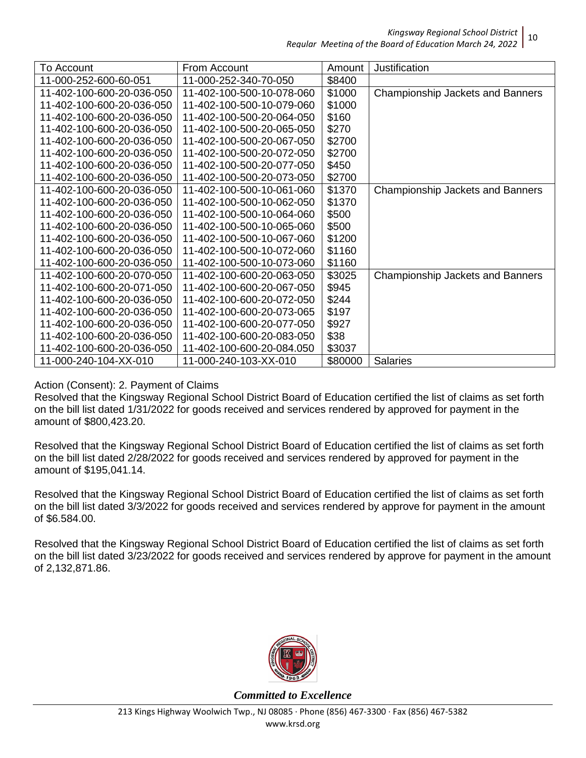| To Account | From Account | Amount | Justification |
|---|---|---|---|
| 11-000-252-600-60-051 | 11-000-252-340-70-050 | \$8400 | |
| 11-402-100-600-20-036-050 | 11-402-100-500-10-078-060 | \$1000 | Championship Jackets and Banners |
| 11-402-100-600-20-036-050 | 11-402-100-500-10-079-060 | \$1000 | |
| 11-402-100-600-20-036-050 | 11-402-100-500-20-064-050 | \$160 | |
| 11-402-100-600-20-036-050 | 11-402-100-500-20-065-050 | \$270 | |
| 11-402-100-600-20-036-050 | 11-402-100-500-20-067-050 | \$2700 | |
| 11-402-100-600-20-036-050 | 11-402-100-500-20-072-050 | \$2700 | |
| 11-402-100-600-20-036-050 | 11-402-100-500-20-077-050 | \$450 | |
| 11-402-100-600-20-036-050 | 11-402-100-500-20-073-050 | \$2700 | |
| 11-402-100-600-20-036-050 | 11-402-100-500-10-061-060 | \$1370 | Championship Jackets and Banners |
| 11-402-100-600-20-036-050 | 11-402-100-500-10-062-050 | \$1370 | |
| 11-402-100-600-20-036-050 | 11-402-100-500-10-064-060 | \$500 | |
| 11-402-100-600-20-036-050 | 11-402-100-500-10-065-060 | \$500 | |
| 11-402-100-600-20-036-050 | 11-402-100-500-10-067-060 | \$1200 | |
| 11-402-100-600-20-036-050 | 11-402-100-500-10-072-060 | \$1160 | |
| 11-402-100-600-20-036-050 | 11-402-100-500-10-073-060 | \$1160 | |
| 11-402-100-600-20-070-050 | 11-402-100-600-20-063-050 | \$3025 | Championship Jackets and Banners |
| 11-402-100-600-20-071-050 | 11-402-100-600-20-067-050 | \$945 | |
| 11-402-100-600-20-036-050 | 11-402-100-600-20-072-050 | \$244 | |
| 11-402-100-600-20-036-050 | 11-402-100-600-20-073-065 | \$197 | |
| 11-402-100-600-20-036-050 | 11-402-100-600-20-077-050 | \$927 | |
| 11-402-100-600-20-036-050 | 11-402-100-600-20-083-050 | \$38 | |
| 11-402-100-600-20-036-050 | 11-402-100-600-20-084.050 | \$3037 | |
| 11-000-240-104-XX-010 | 11-000-240-103-XX-010 | \$80000 | Salaries |

Action (Consent): 2. Payment of Claims

Resolved that the Kingsway Regional School District Board of Education certified the list of claims as set forth on the bill list dated 1/31/2022 for goods received and services rendered by approved for payment in the amount of \$800,423.20.

Resolved that the Kingsway Regional School District Board of Education certified the list of claims as set forth on the bill list dated 2/28/2022 for goods received and services rendered by approved for payment in the amount of \$195,041.14.

Resolved that the Kingsway Regional School District Board of Education certified the list of claims as set forth on the bill list dated 3/3/2022 for goods received and services rendered by approve for payment in the amount of \$6.584.00.

Resolved that the Kingsway Regional School District Board of Education certified the list of claims as set forth on the bill list dated 3/23/2022 for goods received and services rendered by approve for payment in the amount of 2,132,871.86.

*Committed to Excellence*

213 Kings Highway Woolwich Twp., NJ 08085 · Phone (856) 467-3300 · Fax (856) 467-5382
www.krsd.org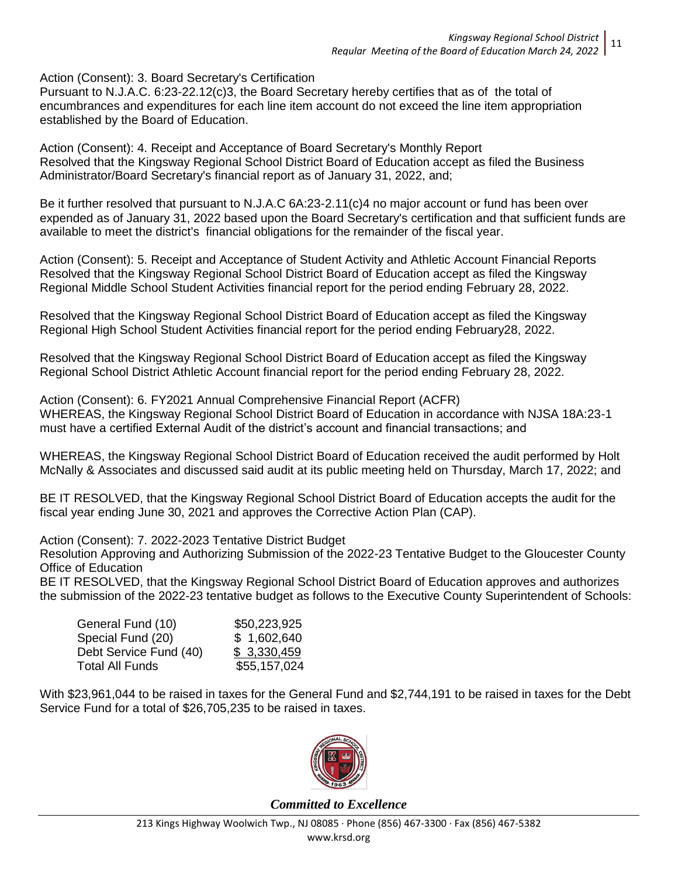Action (Consent): 3. Board Secretary's Certification
Pursuant to N.J.A.C. 6:23-22.12(c)3, the Board Secretary hereby certifies that as of the total of encumbrances and expenditures for each line item account do not exceed the line item appropriation established by the Board of Education.

Action (Consent): 4. Receipt and Acceptance of Board Secretary's Monthly Report
Resolved that the Kingsway Regional School District Board of Education accept as filed the Business Administrator/Board Secretary's financial report as of January 31, 2022, and;

Be it further resolved that pursuant to N.J.A.C 6A:23-2.11(c)4 no major account or fund has been over expended as of January 31, 2022 based upon the Board Secretary's certification and that sufficient funds are available to meet the district's financial obligations for the remainder of the fiscal year.

Action (Consent): 5. Receipt and Acceptance of Student Activity and Athletic Account Financial Reports
Resolved that the Kingsway Regional School District Board of Education accept as filed the Kingsway Regional Middle School Student Activities financial report for the period ending February 28, 2022.

Resolved that the Kingsway Regional School District Board of Education accept as filed the Kingsway Regional High School Student Activities financial report for the period ending February28, 2022.

Resolved that the Kingsway Regional School District Board of Education accept as filed the Kingsway Regional School District Athletic Account financial report for the period ending February 28, 2022.

Action (Consent): 6. FY2021 Annual Comprehensive Financial Report (ACFR)
WHEREAS, the Kingsway Regional School District Board of Education in accordance with NJSA 18A:23-1 must have a certified External Audit of the district's account and financial transactions; and

WHEREAS, the Kingsway Regional School District Board of Education received the audit performed by Holt McNally & Associates and discussed said audit at its public meeting held on Thursday, March 17, 2022; and

BE IT RESOLVED, that the Kingsway Regional School District Board of Education accepts the audit for the fiscal year ending June 30, 2021 and approves the Corrective Action Plan (CAP).

Action (Consent): 7. 2022-2023 Tentative District Budget
Resolution Approving and Authorizing Submission of the 2022-23 Tentative Budget to the Gloucester County Office of Education
BE IT RESOLVED, that the Kingsway Regional School District Board of Education approves and authorizes the submission of the 2022-23 tentative budget as follows to the Executive County Superintendent of Schools:

| | |
|---|---|
| General Fund (10) | $50,223,925 |
| Special Fund (20) | $ 1,602,640 |
| Debt Service Fund (40) | $ 3,330,459 |
| Total All Funds | $55,157,024 |

With $23,961,044 to be raised in taxes for the General Fund and $2,744,191 to be raised in taxes for the Debt Service Fund for a total of $26,705,235 to be raised in taxes.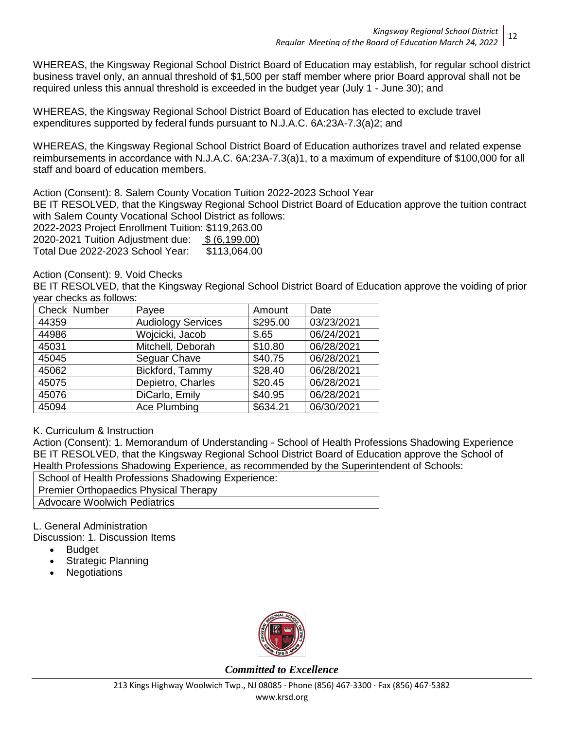WHEREAS, the Kingsway Regional School District Board of Education may establish, for regular school district business travel only, an annual threshold of $1,500 per staff member where prior Board approval shall not be required unless this annual threshold is exceeded in the budget year (July 1 - June 30); and

WHEREAS, the Kingsway Regional School District Board of Education has elected to exclude travel expenditures supported by federal funds pursuant to N.J.A.C. 6A:23A-7.3(a)2; and

WHEREAS, the Kingsway Regional School District Board of Education authorizes travel and related expense reimbursements in accordance with N.J.A.C. 6A:23A-7.3(a)1, to a maximum of expenditure of $100,000 for all staff and board of education members.

Action (Consent): 8. Salem County Vocation Tuition 2022-2023 School Year
BE IT RESOLVED, that the Kingsway Regional School District Board of Education approve the tuition contract with Salem County Vocational School District as follows:
2022-2023 Project Enrollment Tuition: $119,263.00
2020-2021 Tuition Adjustment due: $ (6,199.00)
Total Due 2022-2023 School Year: $113,064.00

Action (Consent): 9. Void Checks
BE IT RESOLVED, that the Kingsway Regional School District Board of Education approve the voiding of prior year checks as follows:

| Check Number | Payee | Amount | Date |
|---|---|---|---|
| 44359 | Audiology Services | $295.00 | 03/23/2021 |
| 44986 | Wojcicki, Jacob | $.65 | 06/24/2021 |
| 45031 | Mitchell, Deborah | $10.80 | 06/28/2021 |
| 45045 | Seguar Chave | $40.75 | 06/28/2021 |
| 45062 | Bickford, Tammy | $28.40 | 06/28/2021 |
| 45075 | Depietro, Charles | $20.45 | 06/28/2021 |
| 45076 | DiCarlo, Emily | $40.95 | 06/28/2021 |
| 45094 | Ace Plumbing | $634.21 | 06/30/2021 |

K. Curriculum & Instruction
Action (Consent): 1. Memorandum of Understanding - School of Health Professions Shadowing Experience
BE IT RESOLVED, that the Kingsway Regional School District Board of Education approve the School of Health Professions Shadowing Experience, as recommended by the Superintendent of Schools:

| School of Health Professions Shadowing Experience: |
|---|
| Premier Orthopaedics Physical Therapy |
| Advocare Woolwich Pediatrics |

L. General Administration
Discussion: 1. Discussion Items

- Budget
- Strategic Planning
- Negotiations

*Committed to Excellence*

213 Kings Highway Woolwich Twp., NJ 08085 · Phone (856) 467-3300 · Fax (856) 467-5382
www.krsd.org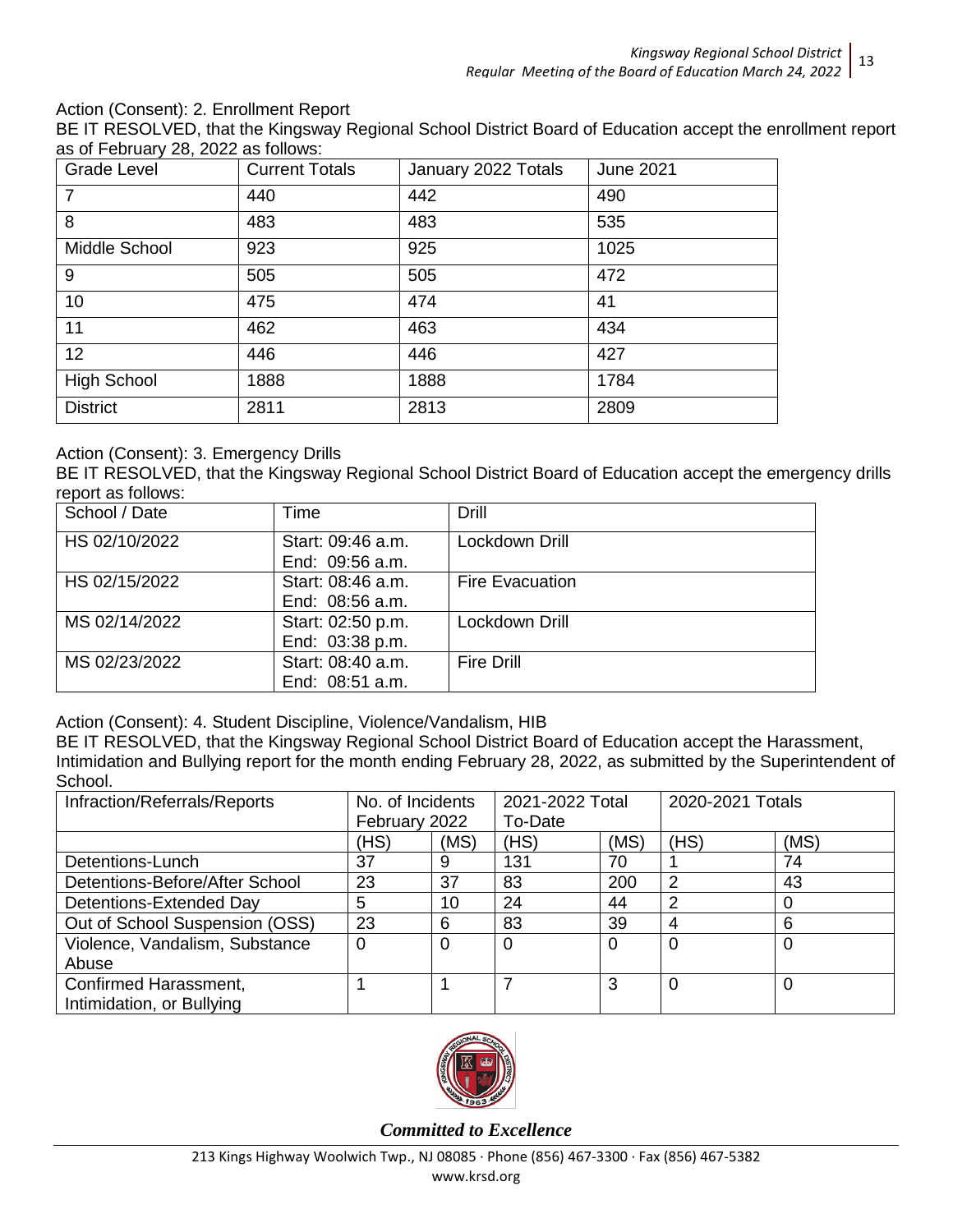Action (Consent): 2. Enrollment Report

BE IT RESOLVED, that the Kingsway Regional School District Board of Education accept the enrollment report as of February 28, 2022 as follows:

| Grade Level | Current Totals | January 2022 Totals | June 2021 |
|---|---|---|---|
| 7 | 440 | 442 | 490 |
| 8 | 483 | 483 | 535 |
| Middle School | 923 | 925 | 1025 |
| 9 | 505 | 505 | 472 |
| 10 | 475 | 474 | 41 |
| 11 | 462 | 463 | 434 |
| 12 | 446 | 446 | 427 |
| High School | 1888 | 1888 | 1784 |
| District | 2811 | 2813 | 2809 |

Action (Consent): 3. Emergency Drills

BE IT RESOLVED, that the Kingsway Regional School District Board of Education accept the emergency drills report as follows:

| School / Date | Time | Drill |
|---|---|---|
| HS 02/10/2022 | Start: 09:46 a.m. End: 09:56 a.m. | Lockdown Drill |
| HS 02/15/2022 | Start: 08:46 a.m. End: 08:56 a.m. | Fire Evacuation |
| MS 02/14/2022 | Start: 02:50 p.m. End: 03:38 p.m. | Lockdown Drill |
| MS 02/23/2022 | Start: 08:40 a.m. End: 08:51 a.m. | Fire Drill |

Action (Consent): 4. Student Discipline, Violence/Vandalism, HIB

BE IT RESOLVED, that the Kingsway Regional School District Board of Education accept the Harassment, Intimidation and Bullying report for the month ending February 28, 2022, as submitted by the Superintendent of School.

| Infraction/Referrals/Reports | No. of Incidents February 2022 | | 2021-2022 Total To-Date | | 2020-2021 Totals | |
|---|---|---|---|---|---|---|
| | (HS) | (MS) | (HS) | (MS) | (HS) | (MS) |
| Detentions-Lunch | 37 | 9 | 131 | 70 | 1 | 74 |
| Detentions-Before/After School | 23 | 37 | 83 | 200 | 2 | 43 |
| Detentions-Extended Day | 5 | 10 | 24 | 44 | 2 | 0 |
| Out of School Suspension (OSS) | 23 | 6 | 83 | 39 | 4 | 6 |
| Violence, Vandalism, Substance Abuse | 0 | 0 | 0 | 0 | 0 | 0 |
| Confirmed Harassment, Intimidation, or Bullying | 1 | 1 | 7 | 3 | 0 | 0 |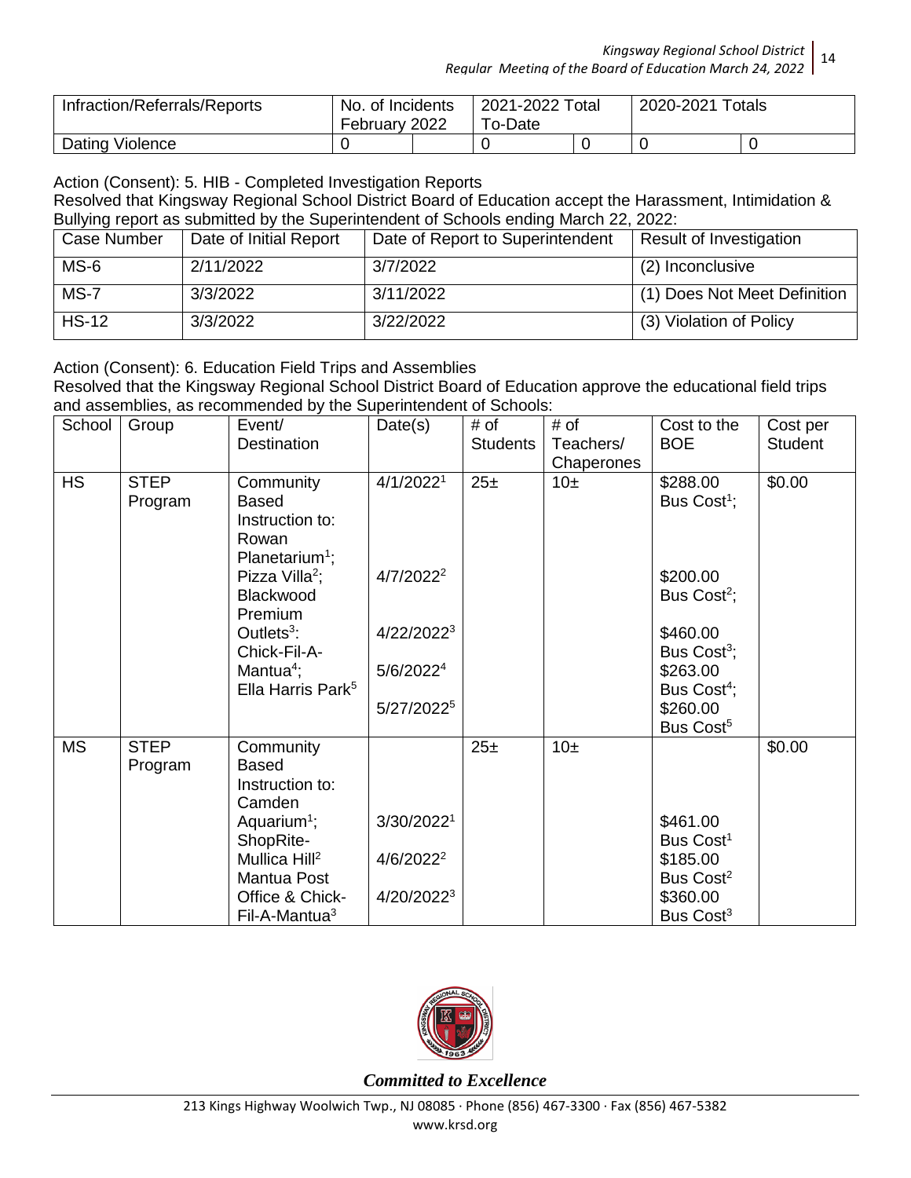| Infraction/Referrals/Reports | No. of Incidents February 2022 | | 2021-2022 Total To-Date | | 2020-2021 Totals | |
|---|---|---|---|---|---|---|
| Dating Violence | 0 | | 0 | 0 | 0 | 0 |

Action (Consent): 5. HIB - Completed Investigation Reports

Resolved that Kingsway Regional School District Board of Education accept the Harassment, Intimidation & Bullying report as submitted by the Superintendent of Schools ending March 22, 2022:

| Case Number | Date of Initial Report | Date of Report to Superintendent | Result of Investigation |
|---|---|---|---|
| MS-6 | 2/11/2022 | 3/7/2022 | (2) Inconclusive |
| MS-7 | 3/3/2022 | 3/11/2022 | (1) Does Not Meet Definition |
| HS-12 | 3/3/2022 | 3/22/2022 | (3) Violation of Policy |

Action (Consent): 6. Education Field Trips and Assemblies

Resolved that the Kingsway Regional School District Board of Education approve the educational field trips and assemblies, as recommended by the Superintendent of Schools:

| School | Group | Event/ Destination | Date(s) | # of Students | # of Teachers/ Chaperones | Cost to the BOE | Cost per Student |
|---|---|---|---|---|---|---|---|
| HS | STEP Program | Community Based Instruction to: Rowan Planetarium[1]; Pizza Villa[2]; Blackwood Premium Outlets[3]: Chick-Fil-A-Mantua[4]; Ella Harris Park[5] | 4/1/2022[1] 4/7/2022[2] 4/22/2022[3] 5/6/2022[4] 5/27/2022[5] | 25± | 10± | \$288.00 Bus Cost[1]; \$200.00 Bus Cost[2]; \$460.00 Bus Cost[3]; \$263.00 Bus Cost[4]; \$260.00 Bus Cost[5] | \$0.00 |
| MS | STEP Program | Community Based Instruction to: Camden Aquarium[1]; ShopRite-Mullica Hill[2] Mantua Post Office & Chick-Fil-A-Mantua[3] | 3/30/2022[1] 4/6/2022[2] 4/20/2022[3] | 25± | 10± | \$461.00 Bus Cost[1] \$185.00 Bus Cost[2] \$360.00 Bus Cost[3] | \$0.00 |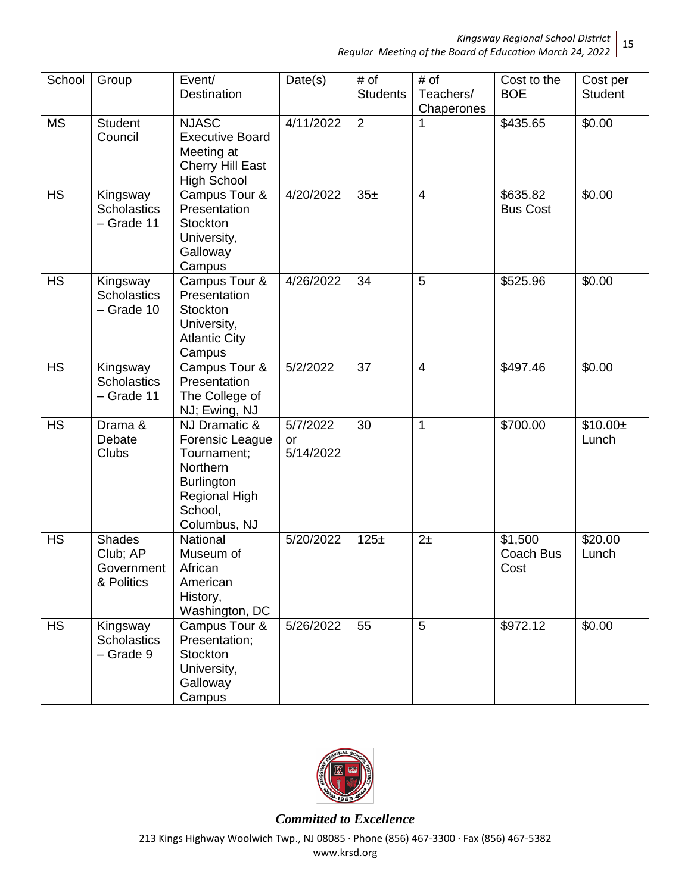| School | Group | Event/ Destination | Date(s) | # of Students | # of Teachers/ Chaperones | Cost to the BOE | Cost per Student |
|---|---|---|---|---|---|---|---|
| MS | Student Council | NJASC Executive Board Meeting at Cherry Hill East High School | 4/11/2022 | 2 | 1 | $435.65 | $0.00 |
| HS | Kingsway Scholastics – Grade 11 | Campus Tour & Presentation Stockton University, Galloway Campus | 4/20/2022 | 35± | 4 | $635.82 Bus Cost | $0.00 |
| HS | Kingsway Scholastics – Grade 10 | Campus Tour & Presentation Stockton University, Atlantic City Campus | 4/26/2022 | 34 | 5 | $525.96 | $0.00 |
| HS | Kingsway Scholastics – Grade 11 | Campus Tour & Presentation The College of NJ; Ewing, NJ | 5/2/2022 | 37 | 4 | $497.46 | $0.00 |
| HS | Drama & Debate Clubs | NJ Dramatic & Forensic League Tournament; Northern Burlington Regional High School, Columbus, NJ | 5/7/2022 or 5/14/2022 | 30 | 1 | $700.00 | $10.00± Lunch |
| HS | Shades Club; AP Government & Politics | National Museum of African American History, Washington, DC | 5/20/2022 | 125± | 2± | $1,500 Coach Bus Cost | $20.00 Lunch |
| HS | Kingsway Scholastics – Grade 9 | Campus Tour & Presentation; Stockton University, Galloway Campus | 5/26/2022 | 55 | 5 | $972.12 | $0.00 |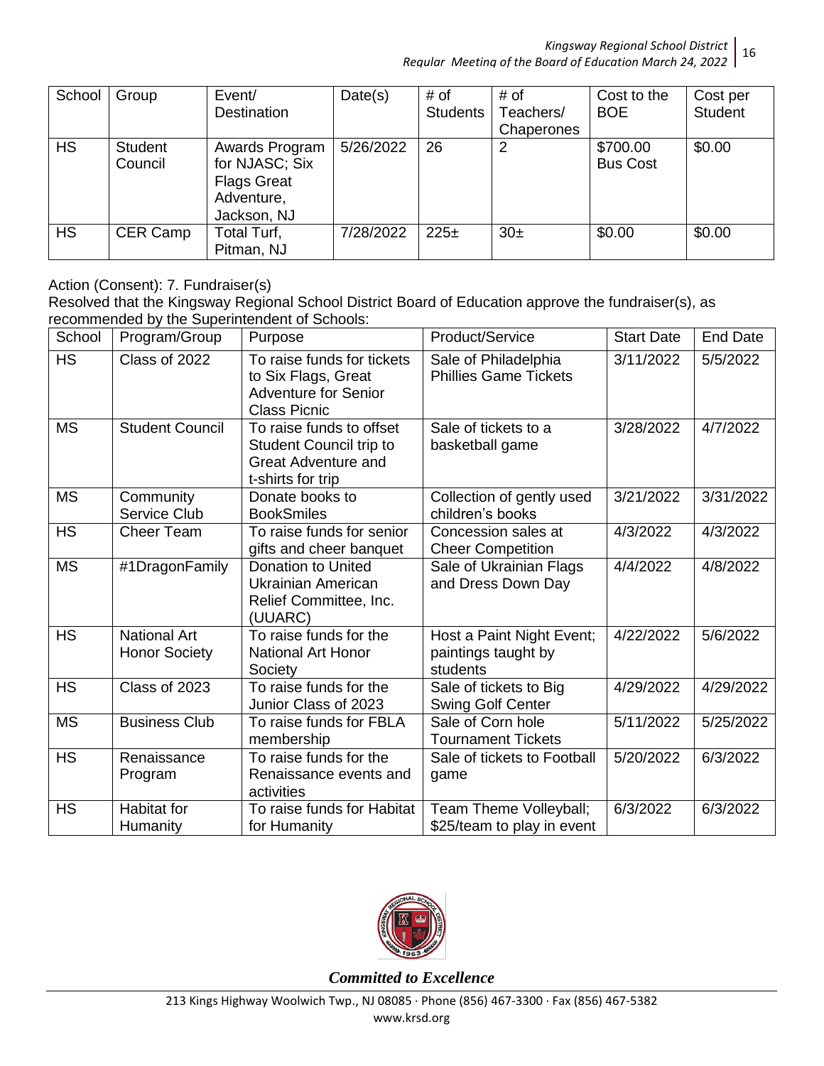| School | Group | Event/ Destination | Date(s) | # of Students | # of Teachers/ Chaperones | Cost to the BOE | Cost per Student |
|---|---|---|---|---|---|---|---|
| HS | Student Council | Awards Program for NJASC; Six Flags Great Adventure, Jackson, NJ | 5/26/2022 | 26 | 2 | $700.00 Bus Cost | $0.00 |
| HS | CER Camp | Total Turf, Pitman, NJ | 7/28/2022 | 225± | 30± | $0.00 | $0.00 |

Action (Consent): 7. Fundraiser(s)

Resolved that the Kingsway Regional School District Board of Education approve the fundraiser(s), as recommended by the Superintendent of Schools:

| School | Program/Group | Purpose | Product/Service | Start Date | End Date |
|---|---|---|---|---|---|
| HS | Class of 2022 | To raise funds for tickets to Six Flags, Great Adventure for Senior Class Picnic | Sale of Philadelphia Phillies Game Tickets | 3/11/2022 | 5/5/2022 |
| MS | Student Council | To raise funds to offset Student Council trip to Great Adventure and t-shirts for trip | Sale of tickets to a basketball game | 3/28/2022 | 4/7/2022 |
| MS | Community Service Club | Donate books to BookSmiles | Collection of gently used children's books | 3/21/2022 | 3/31/2022 |
| HS | Cheer Team | To raise funds for senior gifts and cheer banquet | Concession sales at Cheer Competition | 4/3/2022 | 4/3/2022 |
| MS | #1DragonFamily | Donation to United Ukrainian American Relief Committee, Inc. (UUARC) | Sale of Ukrainian Flags and Dress Down Day | 4/4/2022 | 4/8/2022 |
| HS | National Art Honor Society | To raise funds for the National Art Honor Society | Host a Paint Night Event; paintings taught by students | 4/22/2022 | 5/6/2022 |
| HS | Class of 2023 | To raise funds for the Junior Class of 2023 | Sale of tickets to Big Swing Golf Center | 4/29/2022 | 4/29/2022 |
| MS | Business Club | To raise funds for FBLA membership | Sale of Corn hole Tournament Tickets | 5/11/2022 | 5/25/2022 |
| HS | Renaissance Program | To raise funds for the Renaissance events and activities | Sale of tickets to Football game | 5/20/2022 | 6/3/2022 |
| HS | Habitat for Humanity | To raise funds for Habitat for Humanity | Team Theme Volleyball; $25/team to play in event | 6/3/2022 | 6/3/2022 |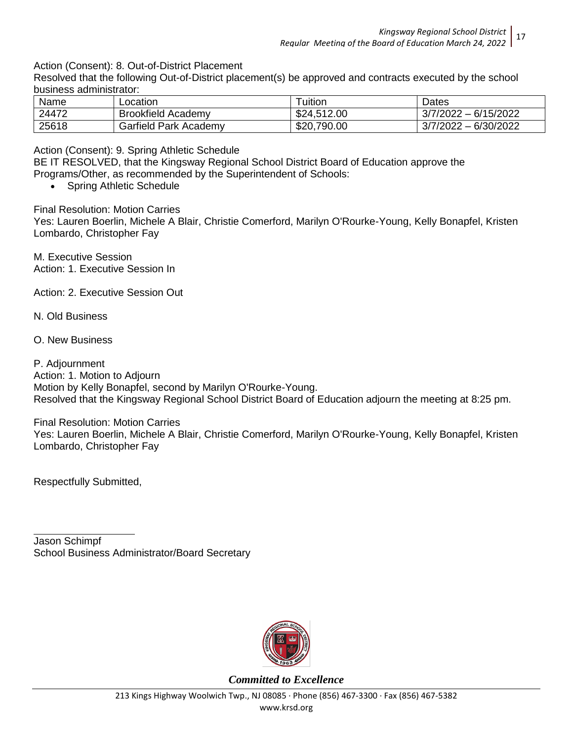Action (Consent): 8. Out-of-District Placement

Resolved that the following Out-of-District placement(s) be approved and contracts executed by the school business administrator:

| Name | Location | Tuition | Dates |
|---|---|---|---|
| 24472 | Brookfield Academy | $24,512.00 | 3/7/2022 – 6/15/2022 |
| 25618 | Garfield Park Academy | $20,790.00 | 3/7/2022 – 6/30/2022 |

Action (Consent): 9. Spring Athletic Schedule

BE IT RESOLVED, that the Kingsway Regional School District Board of Education approve the Programs/Other, as recommended by the Superintendent of Schools:

- Spring Athletic Schedule

Final Resolution: Motion Carries

Yes: Lauren Boerlin, Michele A Blair, Christie Comerford, Marilyn O'Rourke-Young, Kelly Bonapfel, Kristen Lombardo, Christopher Fay

M. Executive Session

Action: 1. Executive Session In

Action: 2. Executive Session Out

N. Old Business

O. New Business

P. Adjournment

Action: 1. Motion to Adjourn

Motion by Kelly Bonapfel, second by Marilyn O'Rourke-Young.

Resolved that the Kingsway Regional School District Board of Education adjourn the meeting at 8:25 pm.

Final Resolution: Motion Carries

Yes: Lauren Boerlin, Michele A Blair, Christie Comerford, Marilyn O'Rourke-Young, Kelly Bonapfel, Kristen Lombardo, Christopher Fay

Respectfully Submitted,

Jason Schimpf

School Business Administrator/Board Secretary

*Committed to Excellence*

213 Kings Highway Woolwich Twp., NJ 08085 · Phone (856) 467-3300 · Fax (856) 467-5382

www.krsd.org